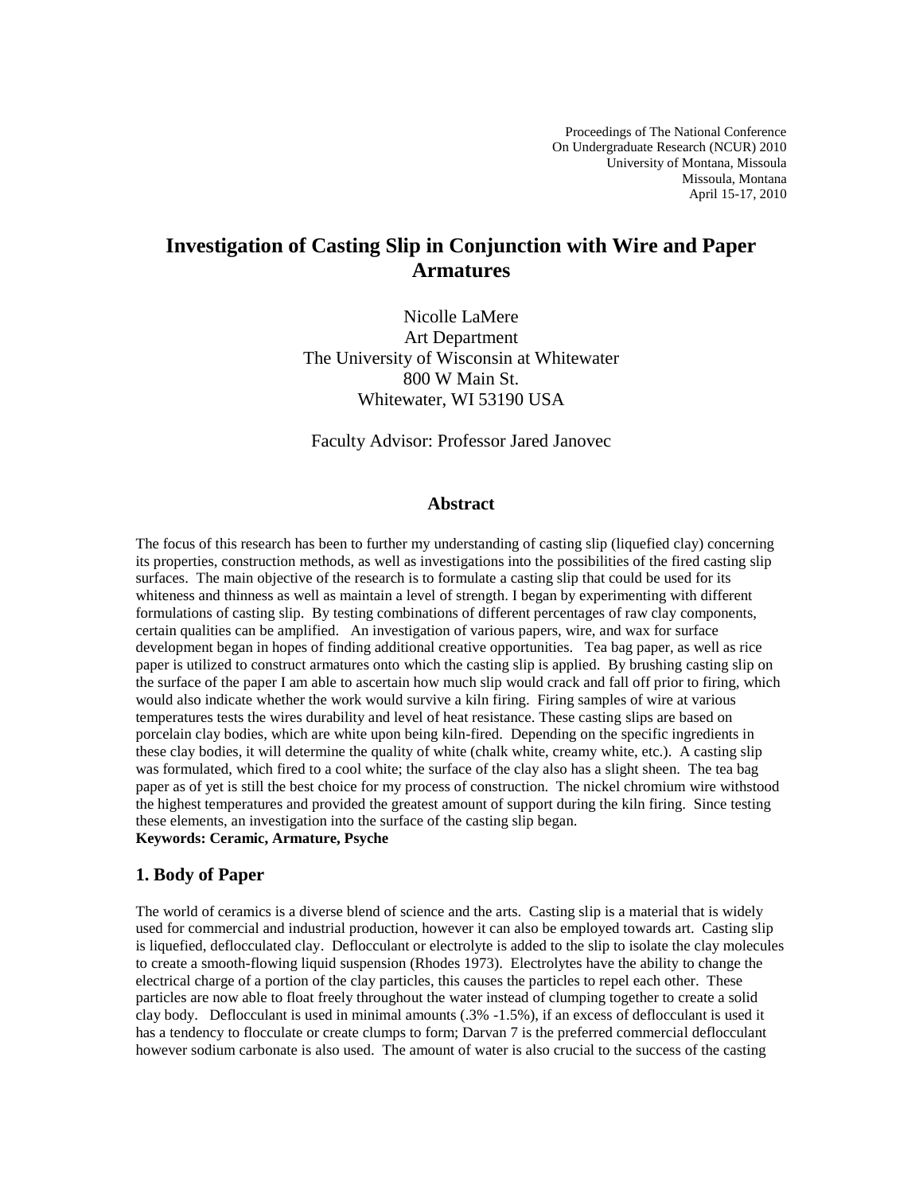Proceedings of The National Conference
On Undergraduate Research (NCUR) 2010
University of Montana, Missoula
Missoula, Montana
April 15-17, 2010

# Investigation of Casting Slip in Conjunction with Wire and Paper Armatures

Nicolle LaMere
Art Department
The University of Wisconsin at Whitewater
800 W Main St.
Whitewater, WI 53190 USA

Faculty Advisor: Professor Jared Janovec

### Abstract

The focus of this research has been to further my understanding of casting slip (liquefied clay) concerning its properties, construction methods, as well as investigations into the possibilities of the fired casting slip surfaces. The main objective of the research is to formulate a casting slip that could be used for its whiteness and thinness as well as maintain a level of strength. I began by experimenting with different formulations of casting slip. By testing combinations of different percentages of raw clay components, certain qualities can be amplified. An investigation of various papers, wire, and wax for surface development began in hopes of finding additional creative opportunities. Tea bag paper, as well as rice paper is utilized to construct armatures onto which the casting slip is applied. By brushing casting slip on the surface of the paper I am able to ascertain how much slip would crack and fall off prior to firing, which would also indicate whether the work would survive a kiln firing. Firing samples of wire at various temperatures tests the wires durability and level of heat resistance. These casting slips are based on porcelain clay bodies, which are white upon being kiln-fired. Depending on the specific ingredients in these clay bodies, it will determine the quality of white (chalk white, creamy white, etc.). A casting slip was formulated, which fired to a cool white; the surface of the clay also has a slight sheen. The tea bag paper as of yet is still the best choice for my process of construction. The nickel chromium wire withstood the highest temperatures and provided the greatest amount of support during the kiln firing. Since testing these elements, an investigation into the surface of the casting slip began.

**Keywords: Ceramic, Armature, Psyche**

## 1. Body of Paper

The world of ceramics is a diverse blend of science and the arts. Casting slip is a material that is widely used for commercial and industrial production, however it can also be employed towards art. Casting slip is liquefied, deflocculated clay. Deflocculant or electrolyte is added to the slip to isolate the clay molecules to create a smooth-flowing liquid suspension (Rhodes 1973). Electrolytes have the ability to change the electrical charge of a portion of the clay particles, this causes the particles to repel each other. These particles are now able to float freely throughout the water instead of clumping together to create a solid clay body. Deflocculant is used in minimal amounts (.3% -1.5%), if an excess of deflocculant is used it has a tendency to flocculate or create clumps to form; Darvan 7 is the preferred commercial deflocculant however sodium carbonate is also used. The amount of water is also crucial to the success of the casting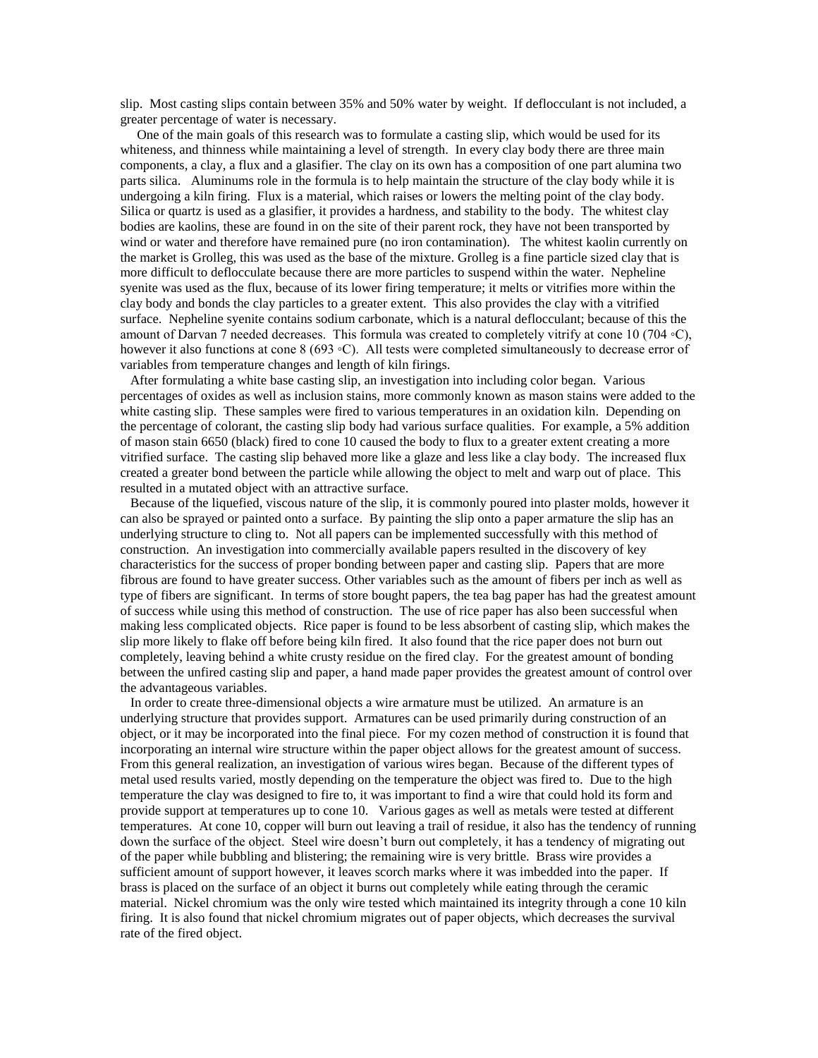slip. Most casting slips contain between 35% and 50% water by weight. If deflocculant is not included, a greater percentage of water is necessary.

One of the main goals of this research was to formulate a casting slip, which would be used for its whiteness, and thinness while maintaining a level of strength. In every clay body there are three main components, a clay, a flux and a glasifier. The clay on its own has a composition of one part alumina two parts silica. Aluminums role in the formula is to help maintain the structure of the clay body while it is undergoing a kiln firing. Flux is a material, which raises or lowers the melting point of the clay body. Silica or quartz is used as a glasifier, it provides a hardness, and stability to the body. The whitest clay bodies are kaolins, these are found in on the site of their parent rock, they have not been transported by wind or water and therefore have remained pure (no iron contamination). The whitest kaolin currently on the market is Grolleg, this was used as the base of the mixture. Grolleg is a fine particle sized clay that is more difficult to deflocculate because there are more particles to suspend within the water. Nepheline syenite was used as the flux, because of its lower firing temperature; it melts or vitrifies more within the clay body and bonds the clay particles to a greater extent. This also provides the clay with a vitrified surface. Nepheline syenite contains sodium carbonate, which is a natural deflocculant; because of this the amount of Darvan 7 needed decreases. This formula was created to completely vitrify at cone 10 (704 ◦C), however it also functions at cone 8 (693 ◦C). All tests were completed simultaneously to decrease error of variables from temperature changes and length of kiln firings.

After formulating a white base casting slip, an investigation into including color began. Various percentages of oxides as well as inclusion stains, more commonly known as mason stains were added to the white casting slip. These samples were fired to various temperatures in an oxidation kiln. Depending on the percentage of colorant, the casting slip body had various surface qualities. For example, a 5% addition of mason stain 6650 (black) fired to cone 10 caused the body to flux to a greater extent creating a more vitrified surface. The casting slip behaved more like a glaze and less like a clay body. The increased flux created a greater bond between the particle while allowing the object to melt and warp out of place. This resulted in a mutated object with an attractive surface.

Because of the liquefied, viscous nature of the slip, it is commonly poured into plaster molds, however it can also be sprayed or painted onto a surface. By painting the slip onto a paper armature the slip has an underlying structure to cling to. Not all papers can be implemented successfully with this method of construction. An investigation into commercially available papers resulted in the discovery of key characteristics for the success of proper bonding between paper and casting slip. Papers that are more fibrous are found to have greater success. Other variables such as the amount of fibers per inch as well as type of fibers are significant. In terms of store bought papers, the tea bag paper has had the greatest amount of success while using this method of construction. The use of rice paper has also been successful when making less complicated objects. Rice paper is found to be less absorbent of casting slip, which makes the slip more likely to flake off before being kiln fired. It also found that the rice paper does not burn out completely, leaving behind a white crusty residue on the fired clay. For the greatest amount of bonding between the unfired casting slip and paper, a hand made paper provides the greatest amount of control over the advantageous variables.

In order to create three-dimensional objects a wire armature must be utilized. An armature is an underlying structure that provides support. Armatures can be used primarily during construction of an object, or it may be incorporated into the final piece. For my cozen method of construction it is found that incorporating an internal wire structure within the paper object allows for the greatest amount of success. From this general realization, an investigation of various wires began. Because of the different types of metal used results varied, mostly depending on the temperature the object was fired to. Due to the high temperature the clay was designed to fire to, it was important to find a wire that could hold its form and provide support at temperatures up to cone 10. Various gages as well as metals were tested at different temperatures. At cone 10, copper will burn out leaving a trail of residue, it also has the tendency of running down the surface of the object. Steel wire doesn't burn out completely, it has a tendency of migrating out of the paper while bubbling and blistering; the remaining wire is very brittle. Brass wire provides a sufficient amount of support however, it leaves scorch marks where it was imbedded into the paper. If brass is placed on the surface of an object it burns out completely while eating through the ceramic material. Nickel chromium was the only wire tested which maintained its integrity through a cone 10 kiln firing. It is also found that nickel chromium migrates out of paper objects, which decreases the survival rate of the fired object.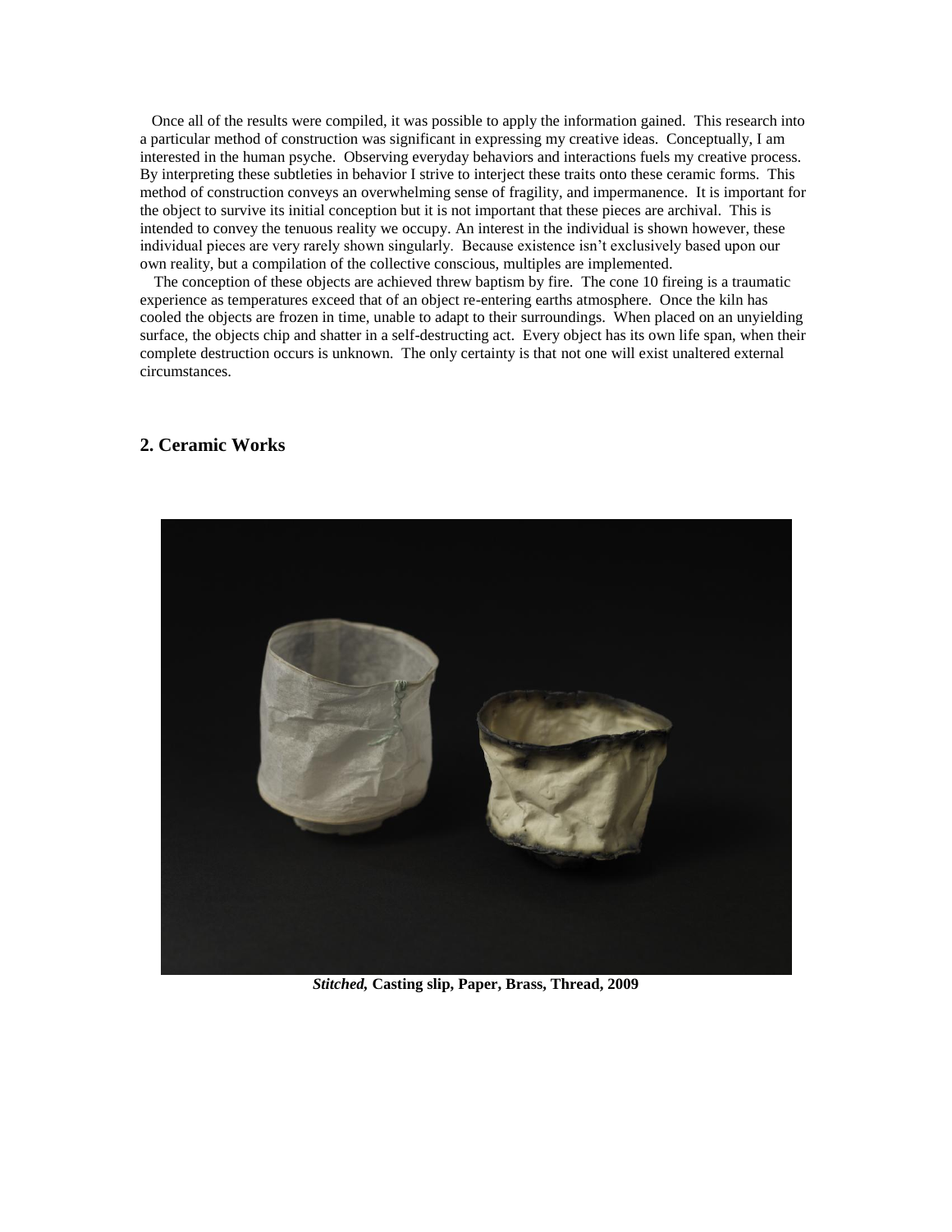Once all of the results were compiled, it was possible to apply the information gained. This research into a particular method of construction was significant in expressing my creative ideas. Conceptually, I am interested in the human psyche. Observing everyday behaviors and interactions fuels my creative process. By interpreting these subtleties in behavior I strive to interject these traits onto these ceramic forms. This method of construction conveys an overwhelming sense of fragility, and impermanence. It is important for the object to survive its initial conception but it is not important that these pieces are archival. This is intended to convey the tenuous reality we occupy. An interest in the individual is shown however, these individual pieces are very rarely shown singularly. Because existence isn't exclusively based upon our own reality, but a compilation of the collective conscious, multiples are implemented.

The conception of these objects are achieved threw baptism by fire. The cone 10 fireing is a traumatic experience as temperatures exceed that of an object re-entering earths atmosphere. Once the kiln has cooled the objects are frozen in time, unable to adapt to their surroundings. When placed on an unyielding surface, the objects chip and shatter in a self-destructing act. Every object has its own life span, when their complete destruction occurs is unknown. The only certainty is that not one will exist unaltered external circumstances.

## 2. Ceramic Works

***Stitched*, Casting slip, Paper, Brass, Thread, 2009**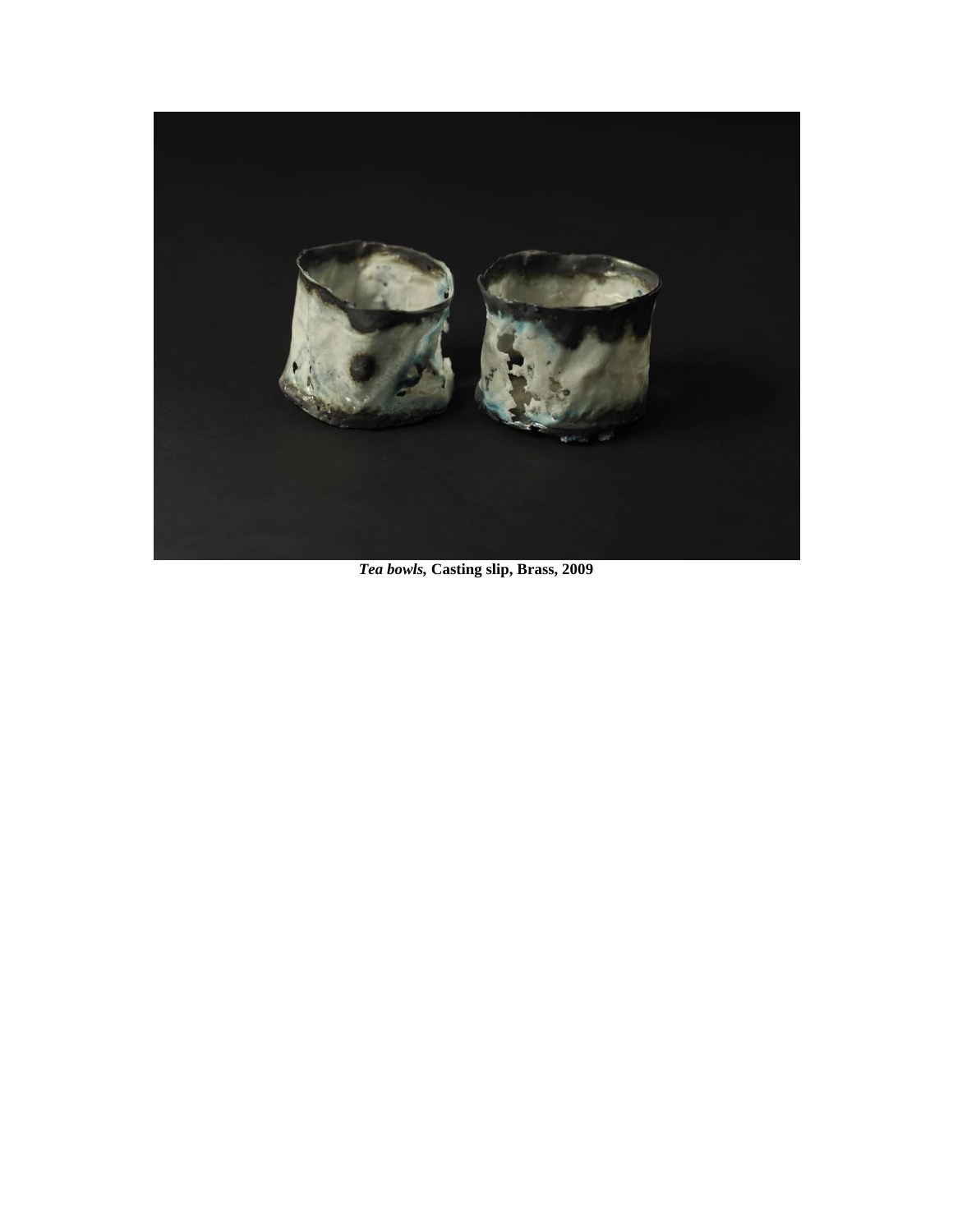***Tea bowls*, Casting slip, Brass, 2009**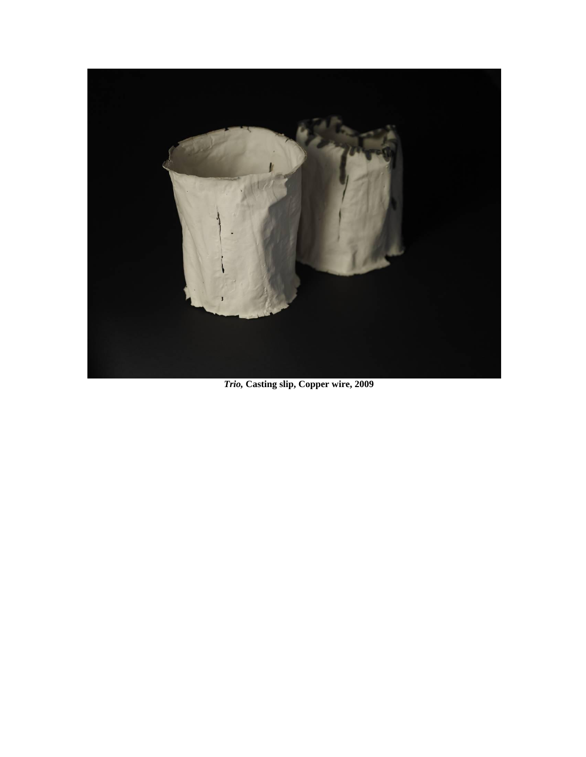*Trio,* **Casting slip, Copper wire, 2009**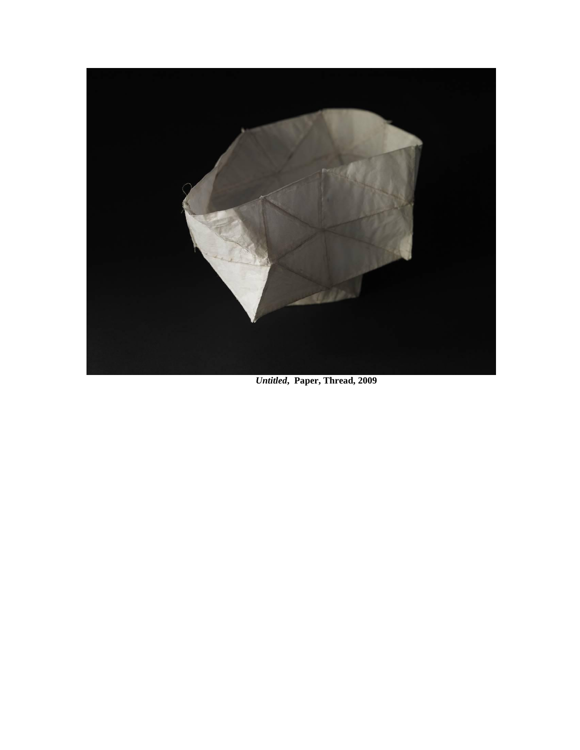***Untitled*, Paper, Thread, 2009**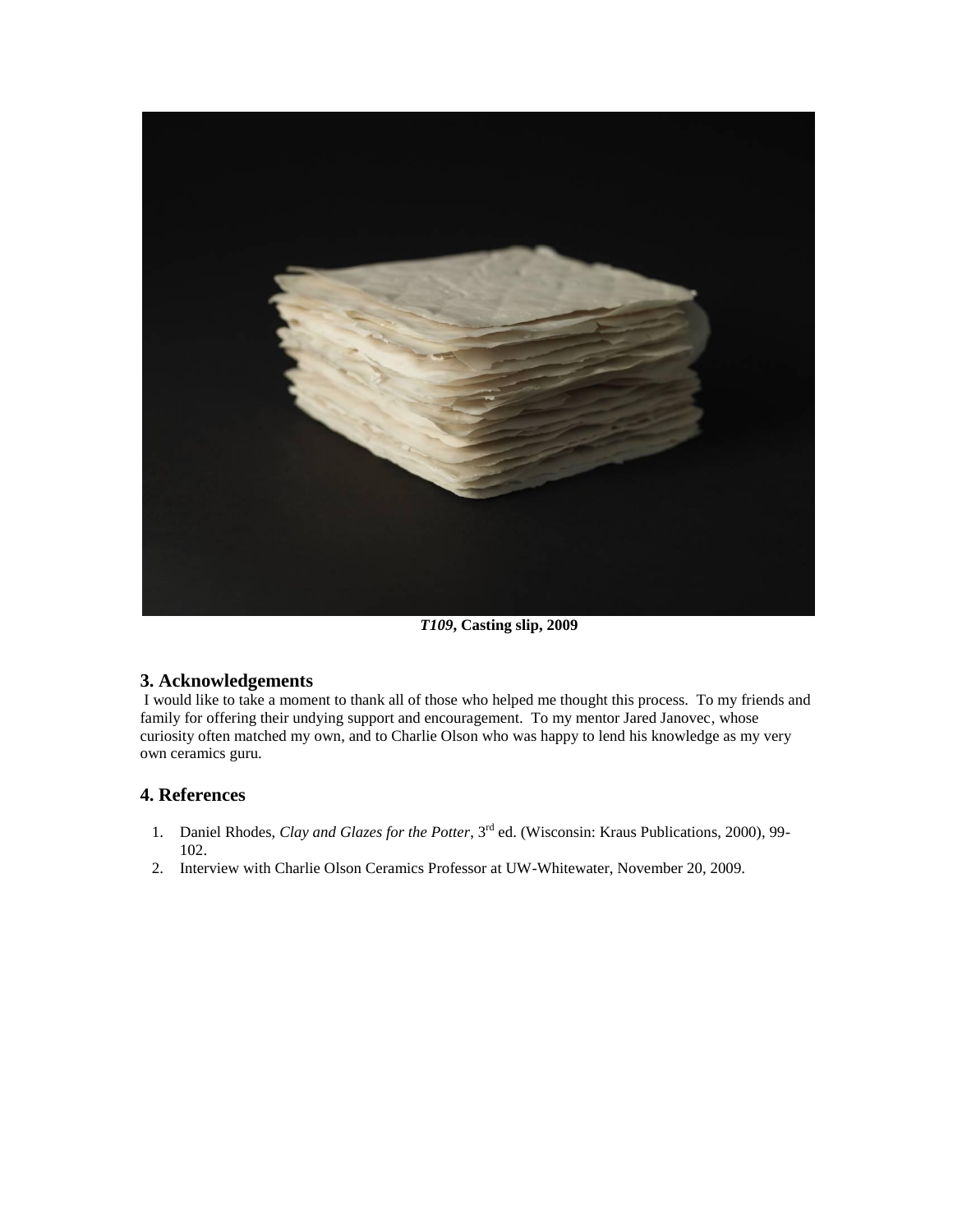*T109*, **Casting slip, 2009**

## 3. Acknowledgements

I would like to take a moment to thank all of those who helped me thought this process. To my friends and family for offering their undying support and encouragement. To my mentor Jared Janovec, whose curiosity often matched my own, and to Charlie Olson who was happy to lend his knowledge as my very own ceramics guru.

## 4. References

1. Daniel Rhodes, *Clay and Glazes for the Potter*, 3rd ed. (Wisconsin: Kraus Publications, 2000), 99-102.
2. Interview with Charlie Olson Ceramics Professor at UW-Whitewater, November 20, 2009.